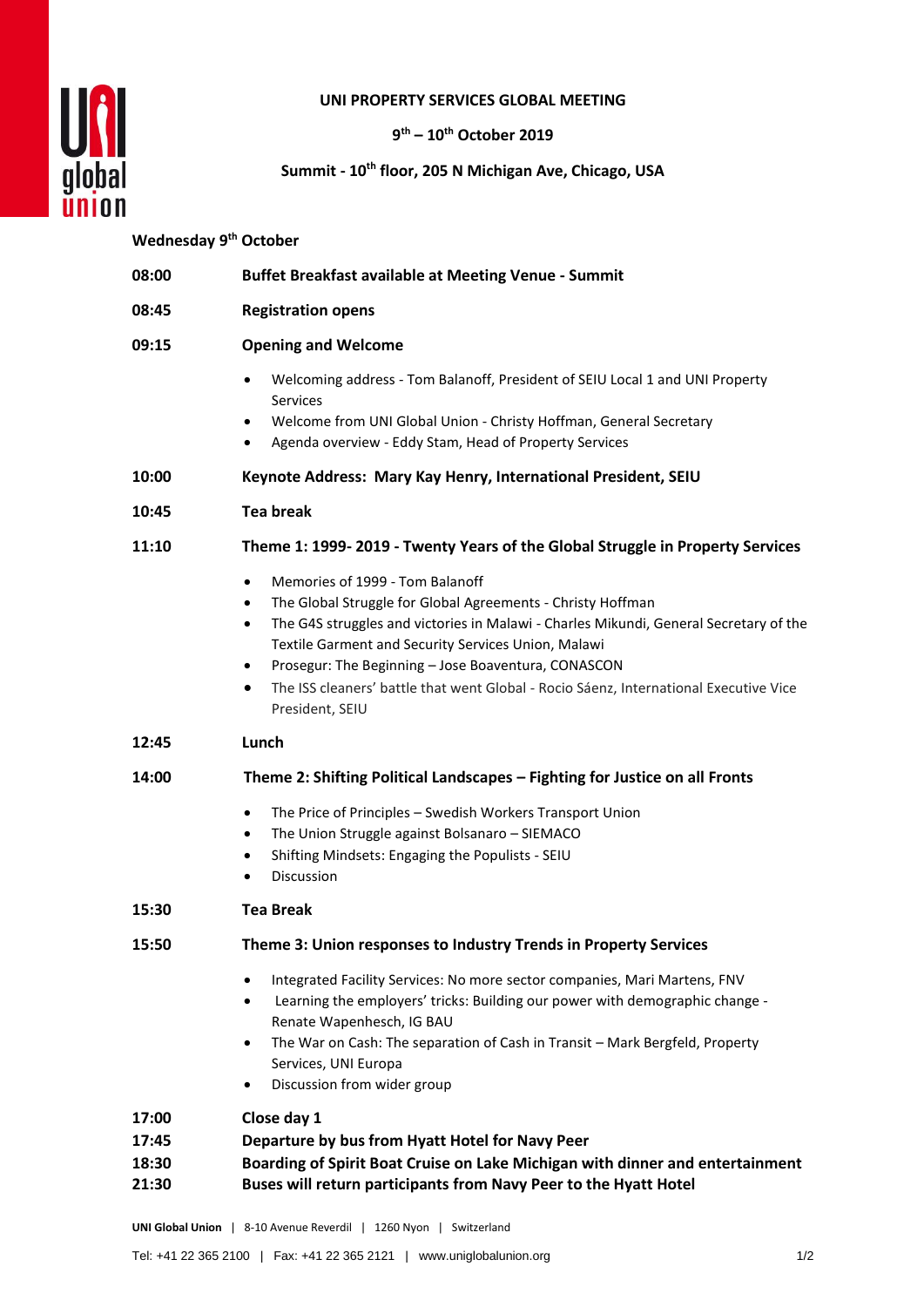# UNI PROPERTY SERVICES GLOBAL MEETING

**9th – 10th October 2019**

**Summit - 10th floor, 205 N Michigan Ave, Chicago, USA**

## Wednesday 9th October

**08:00** **Buffet Breakfast available at Meeting Venue - Summit**

**08:45** **Registration opens**

**09:15** **Opening and Welcome**

- Welcoming address - Tom Balanoff, President of SEIU Local 1 and UNI Property Services
- Welcome from UNI Global Union - Christy Hoffman, General Secretary
- Agenda overview - Eddy Stam, Head of Property Services

**10:00** **Keynote Address: Mary Kay Henry, International President, SEIU**

**10:45** **Tea break**

**11:10** **Theme 1: 1999- 2019 - Twenty Years of the Global Struggle in Property Services**

- Memories of 1999 - Tom Balanoff
- The Global Struggle for Global Agreements - Christy Hoffman
- The G4S struggles and victories in Malawi - Charles Mikundi, General Secretary of the Textile Garment and Security Services Union, Malawi
- Prosegur: The Beginning – Jose Boaventura, CONASCON
- The ISS cleaners' battle that went Global - Rocio Sáenz, International Executive Vice President, SEIU

**12:45** **Lunch**

**14:00** **Theme 2: Shifting Political Landscapes – Fighting for Justice on all Fronts**

- The Price of Principles – Swedish Workers Transport Union
- The Union Struggle against Bolsanaro – SIEMACO
- Shifting Mindsets: Engaging the Populists - SEIU
- Discussion

**15:30** **Tea Break**

**15:50** **Theme 3: Union responses to Industry Trends in Property Services**

- Integrated Facility Services: No more sector companies, Mari Martens, FNV
- Learning the employers' tricks: Building our power with demographic change - Renate Wapenhesch, IG BAU
- The War on Cash: The separation of Cash in Transit – Mark Bergfeld, Property Services, UNI Europa
- Discussion from wider group

**17:00** **Close day 1**

**17:45** **Departure by bus from Hyatt Hotel for Navy Peer**

**18:30** **Boarding of Spirit Boat Cruise on Lake Michigan with dinner and entertainment**

**21:30** **Buses will return participants from Navy Peer to the Hyatt Hotel**

**UNI Global Union** | 8-10 Avenue Reverdil | 1260 Nyon | Switzerland

Tel: +41 22 365 2100 | Fax: +41 22 365 2121 | www.uniglobalunion.org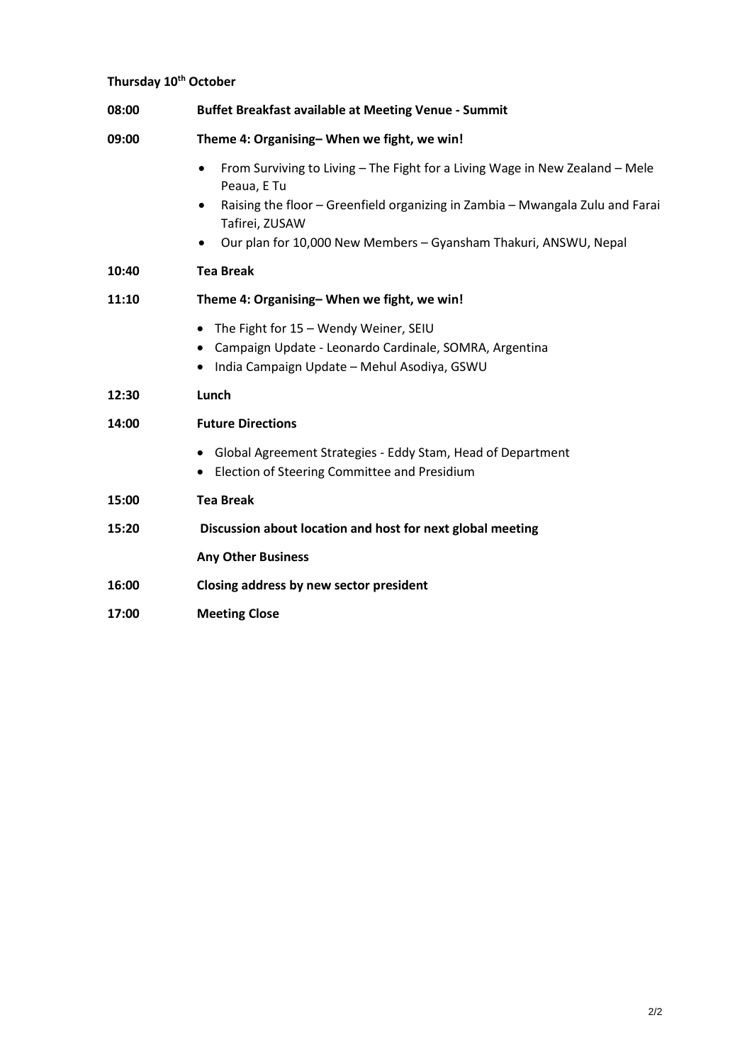**Thursday 10th October**

**08:00** **Buffet Breakfast available at Meeting Venue - Summit**

**09:00** **Theme 4: Organising– When we fight, we win!**

- From Surviving to Living – The Fight for a Living Wage in New Zealand – Mele Peaua, E Tu
- Raising the floor – Greenfield organizing in Zambia – Mwangala Zulu and Farai Tafirei, ZUSAW
- Our plan for 10,000 New Members – Gyansham Thakuri, ANSWU, Nepal

**10:40** **Tea Break**

**11:10** **Theme 4: Organising– When we fight, we win!**

- The Fight for 15 – Wendy Weiner, SEIU
- Campaign Update - Leonardo Cardinale, SOMRA, Argentina
- India Campaign Update – Mehul Asodiya, GSWU

**12:30** **Lunch**

**14:00** **Future Directions**

- Global Agreement Strategies - Eddy Stam, Head of Department
- Election of Steering Committee and Presidium

**15:00** **Tea Break**

**15:20** **Discussion about location and host for next global meeting**

**Any Other Business**

**16:00** **Closing address by new sector president**

**17:00** **Meeting Close**